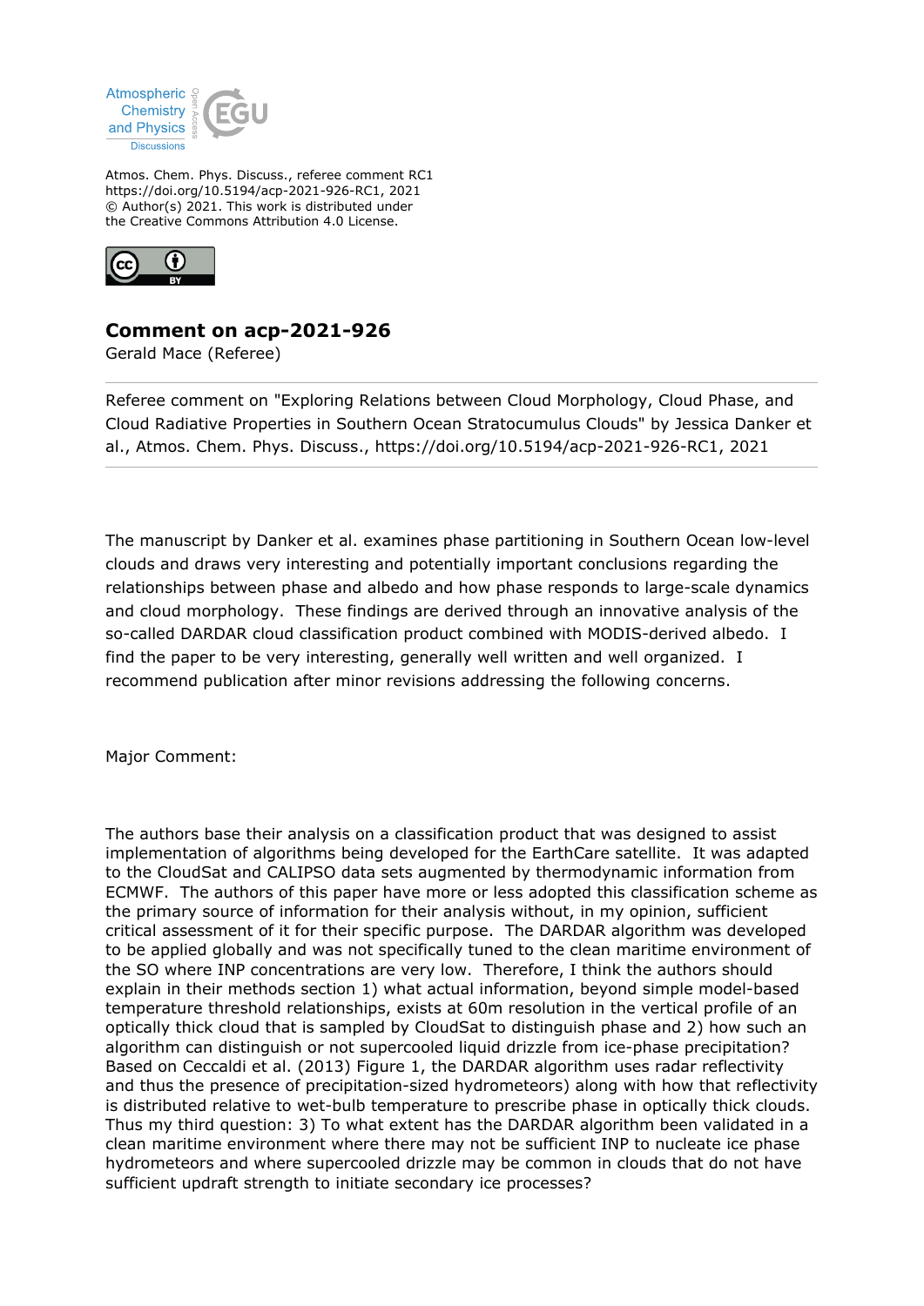Atmos. Chem. Phys. Discuss., referee comment RC1
https://doi.org/10.5194/acp-2021-926-RC1, 2021
© Author(s) 2021. This work is distributed under
the Creative Commons Attribution 4.0 License.

# Comment on acp-2021-926

Gerald Mace (Referee)

Referee comment on "Exploring Relations between Cloud Morphology, Cloud Phase, and Cloud Radiative Properties in Southern Ocean Stratocumulus Clouds" by Jessica Danker et al., Atmos. Chem. Phys. Discuss., https://doi.org/10.5194/acp-2021-926-RC1, 2021

---

The manuscript by Danker et al. examines phase partitioning in Southern Ocean low-level clouds and draws very interesting and potentially important conclusions regarding the relationships between phase and albedo and how phase responds to large-scale dynamics and cloud morphology. These findings are derived through an innovative analysis of the so-called DARDAR cloud classification product combined with MODIS-derived albedo. I find the paper to be very interesting, generally well written and well organized. I recommend publication after minor revisions addressing the following concerns.

Major Comment:

The authors base their analysis on a classification product that was designed to assist implementation of algorithms being developed for the EarthCare satellite. It was adapted to the CloudSat and CALIPSO data sets augmented by thermodynamic information from ECMWF. The authors of this paper have more or less adopted this classification scheme as the primary source of information for their analysis without, in my opinion, sufficient critical assessment of it for their specific purpose. The DARDAR algorithm was developed to be applied globally and was not specifically tuned to the clean maritime environment of the SO where INP concentrations are very low. Therefore, I think the authors should explain in their methods section 1) what actual information, beyond simple model-based temperature threshold relationships, exists at 60m resolution in the vertical profile of an optically thick cloud that is sampled by CloudSat to distinguish phase and 2) how such an algorithm can distinguish or not supercooled liquid drizzle from ice-phase precipitation? Based on Ceccaldi et al. (2013) Figure 1, the DARDAR algorithm uses radar reflectivity and thus the presence of precipitation-sized hydrometeors) along with how that reflectivity is distributed relative to wet-bulb temperature to prescribe phase in optically thick clouds. Thus my third question: 3) To what extent has the DARDAR algorithm been validated in a clean maritime environment where there may not be sufficient INP to nucleate ice phase hydrometeors and where supercooled drizzle may be common in clouds that do not have sufficient updraft strength to initiate secondary ice processes?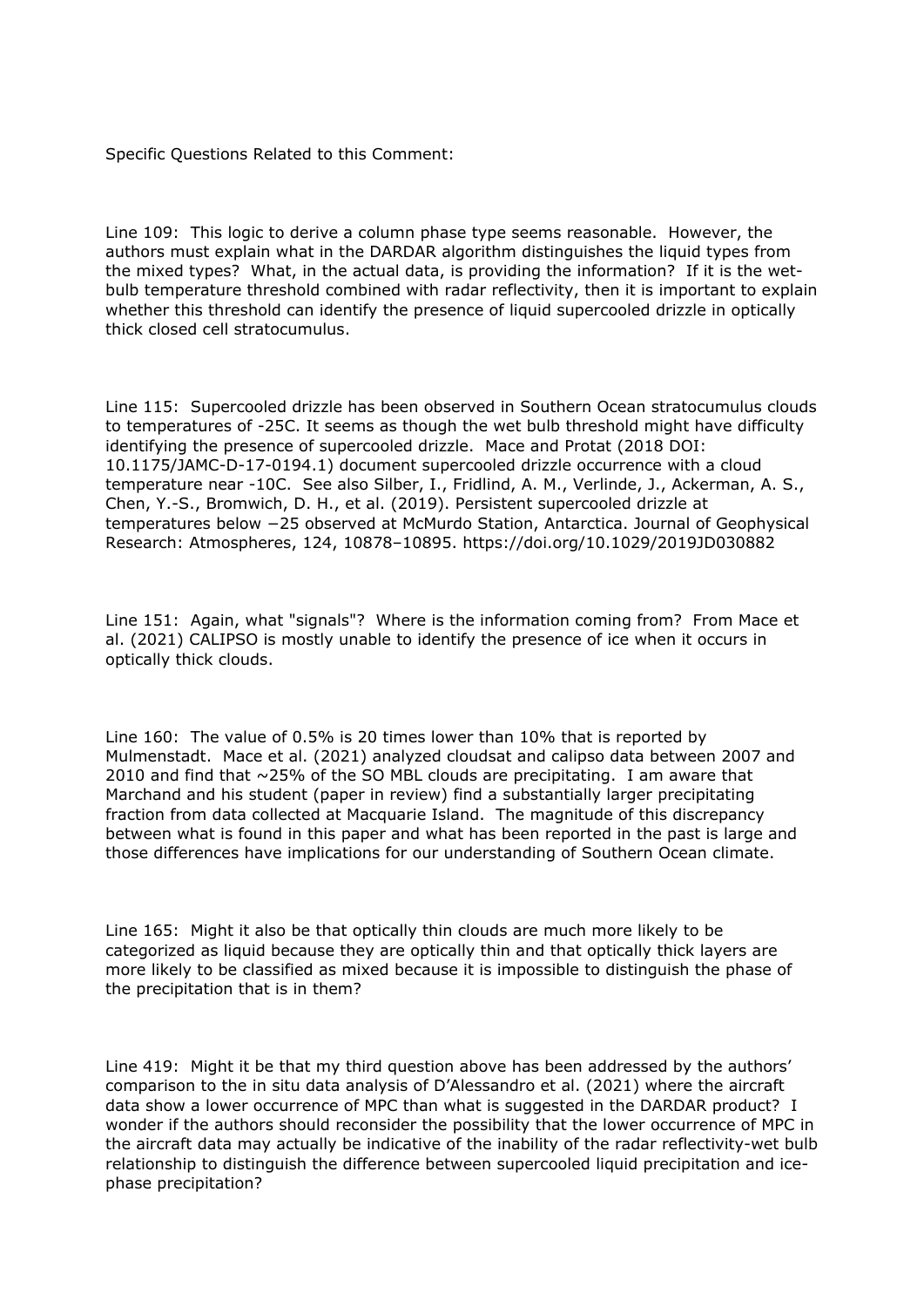Specific Questions Related to this Comment:

Line 109: This logic to derive a column phase type seems reasonable. However, the authors must explain what in the DARDAR algorithm distinguishes the liquid types from the mixed types? What, in the actual data, is providing the information? If it is the wet-bulb temperature threshold combined with radar reflectivity, then it is important to explain whether this threshold can identify the presence of liquid supercooled drizzle in optically thick closed cell stratocumulus.

Line 115: Supercooled drizzle has been observed in Southern Ocean stratocumulus clouds to temperatures of -25C. It seems as though the wet bulb threshold might have difficulty identifying the presence of supercooled drizzle. Mace and Protat (2018 DOI: 10.1175/JAMC-D-17-0194.1) document supercooled drizzle occurrence with a cloud temperature near -10C. See also Silber, I., Fridlind, A. M., Verlinde, J., Ackerman, A. S., Chen, Y.-S., Bromwich, D. H., et al. (2019). Persistent supercooled drizzle at temperatures below −25 observed at McMurdo Station, Antarctica. Journal of Geophysical Research: Atmospheres, 124, 10878–10895. https://doi.org/10.1029/2019JD030882

Line 151: Again, what "signals"? Where is the information coming from? From Mace et al. (2021) CALIPSO is mostly unable to identify the presence of ice when it occurs in optically thick clouds.

Line 160: The value of 0.5% is 20 times lower than 10% that is reported by Mulmenstadt. Mace et al. (2021) analyzed cloudsat and calipso data between 2007 and 2010 and find that ~25% of the SO MBL clouds are precipitating. I am aware that Marchand and his student (paper in review) find a substantially larger precipitating fraction from data collected at Macquarie Island. The magnitude of this discrepancy between what is found in this paper and what has been reported in the past is large and those differences have implications for our understanding of Southern Ocean climate.

Line 165: Might it also be that optically thin clouds are much more likely to be categorized as liquid because they are optically thin and that optically thick layers are more likely to be classified as mixed because it is impossible to distinguish the phase of the precipitation that is in them?

Line 419: Might it be that my third question above has been addressed by the authors' comparison to the in situ data analysis of D'Alessandro et al. (2021) where the aircraft data show a lower occurrence of MPC than what is suggested in the DARDAR product? I wonder if the authors should reconsider the possibility that the lower occurrence of MPC in the aircraft data may actually be indicative of the inability of the radar reflectivity-wet bulb relationship to distinguish the difference between supercooled liquid precipitation and ice-phase precipitation?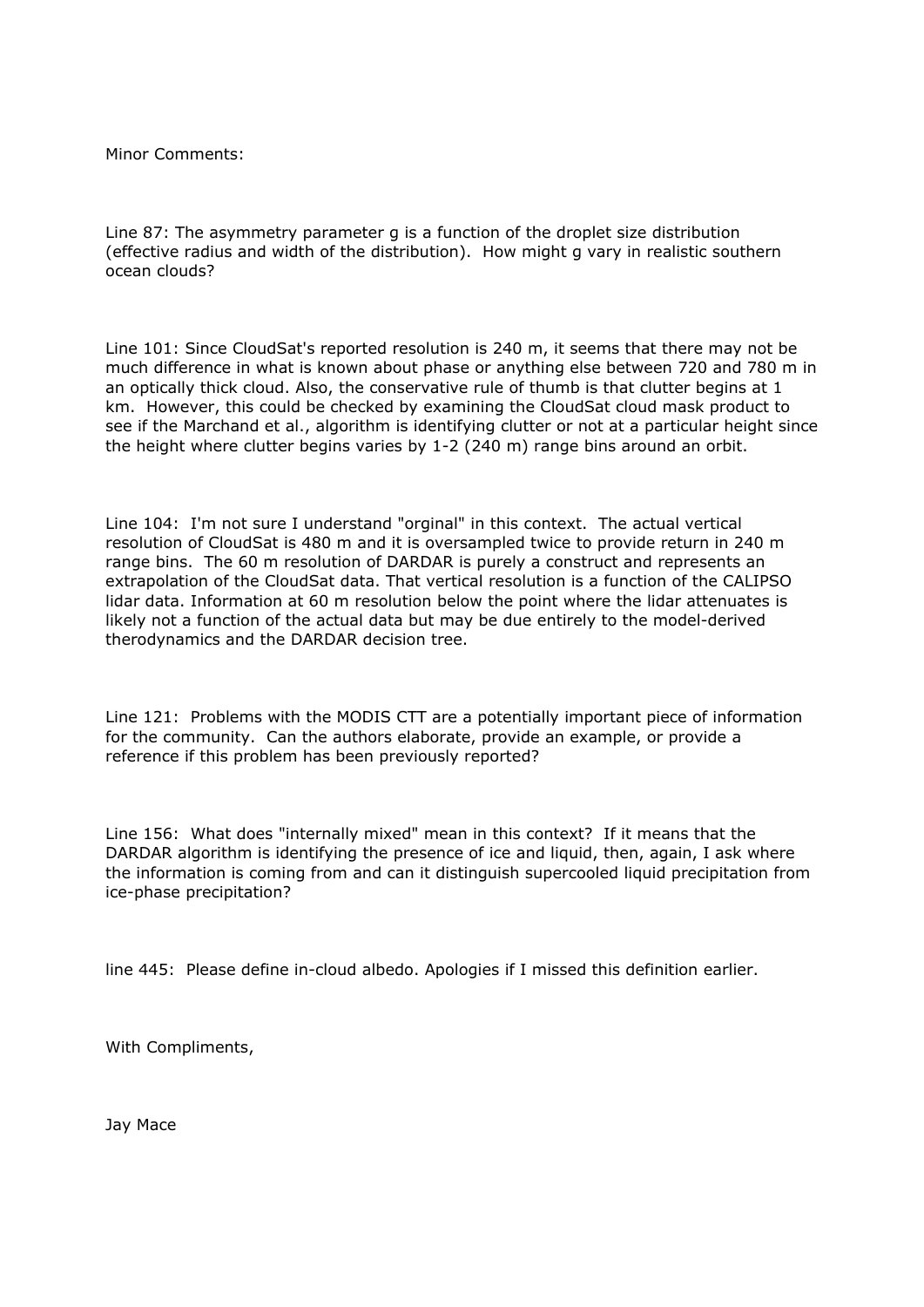Minor Comments:

Line 87: The asymmetry parameter g is a function of the droplet size distribution (effective radius and width of the distribution). How might g vary in realistic southern ocean clouds?

Line 101: Since CloudSat's reported resolution is 240 m, it seems that there may not be much difference in what is known about phase or anything else between 720 and 780 m in an optically thick cloud. Also, the conservative rule of thumb is that clutter begins at 1 km. However, this could be checked by examining the CloudSat cloud mask product to see if the Marchand et al., algorithm is identifying clutter or not at a particular height since the height where clutter begins varies by 1-2 (240 m) range bins around an orbit.

Line 104: I'm not sure I understand "orginal" in this context. The actual vertical resolution of CloudSat is 480 m and it is oversampled twice to provide return in 240 m range bins. The 60 m resolution of DARDAR is purely a construct and represents an extrapolation of the CloudSat data. That vertical resolution is a function of the CALIPSO lidar data. Information at 60 m resolution below the point where the lidar attenuates is likely not a function of the actual data but may be due entirely to the model-derived therodynamics and the DARDAR decision tree.

Line 121: Problems with the MODIS CTT are a potentially important piece of information for the community. Can the authors elaborate, provide an example, or provide a reference if this problem has been previously reported?

Line 156: What does "internally mixed" mean in this context? If it means that the DARDAR algorithm is identifying the presence of ice and liquid, then, again, I ask where the information is coming from and can it distinguish supercooled liquid precipitation from ice-phase precipitation?

line 445: Please define in-cloud albedo. Apologies if I missed this definition earlier.

With Compliments,

Jay Mace